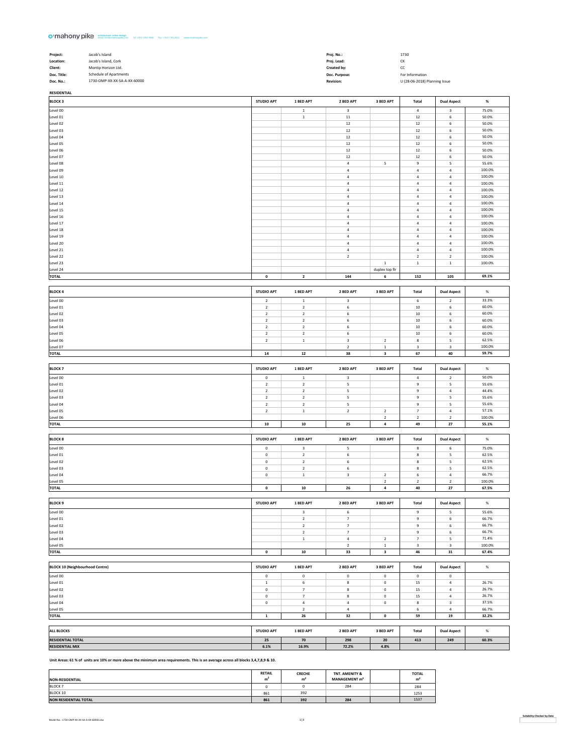o'mahony pike architecture urban design

| Project: | Jacob's Island | Proj. No.: | 1730 |
|---|---|---|---|
| Location: | Jacob's Island, Cork | Proj. Lead: | CK |
| Client: | Montip Horizon Ltd. | Created by: | CC |
| Doc. Title: | Schedule of Apartments | Doc. Purpose: | For Information |
| Doc. No.: | 1730-OMP-XX-XX-SA-A-XX-60000 | Revision: | U (28-06-2018) Planning Issue |

**RESIDENTIAL**

| BLOCK 3 | STUDIO APT | 1 BED APT | 2 BED APT | 3 BED APT | Total | Dual Aspect | % |
|---|---|---|---|---|---|---|---|
| Level 00 | | 1 | 3 | | 4 | 3 | 75.0% |
| Level 01 | | 1 | 11 | | 12 | 6 | 50.0% |
| Level 02 | | | 12 | | 12 | 6 | 50.0% |
| Level 03 | | | 12 | | 12 | 6 | 50.0% |
| Level 04 | | | 12 | | 12 | 6 | 50.0% |
| Level 05 | | | 12 | | 12 | 6 | 50.0% |
| Level 06 | | | 12 | | 12 | 6 | 50.0% |
| Level 07 | | | 12 | | 12 | 6 | 50.0% |
| Level 08 | | | 4 | 5 | 9 | 5 | 55.6% |
| Level 09 | | | 4 | | 4 | 4 | 100.0% |
| Level 10 | | | 4 | | 4 | 4 | 100.0% |
| Level 11 | | | 4 | | 4 | 4 | 100.0% |
| Level 12 | | | 4 | | 4 | 4 | 100.0% |
| Level 13 | | | 4 | | 4 | 4 | 100.0% |
| Level 14 | | | 4 | | 4 | 4 | 100.0% |
| Level 15 | | | 4 | | 4 | 4 | 100.0% |
| Level 16 | | | 4 | | 4 | 4 | 100.0% |
| Level 17 | | | 4 | | 4 | 4 | 100.0% |
| Level 18 | | | 4 | | 4 | 4 | 100.0% |
| Level 19 | | | 4 | | 4 | 4 | 100.0% |
| Level 20 | | | 4 | | 4 | 4 | 100.0% |
| Level 21 | | | 4 | | 4 | 4 | 100.0% |
| Level 22 | | | 2 | | 2 | 2 | 100.0% |
| Level 23 | | | | 1 | 1 | 1 | 100.0% |
| Level 24 | | | | duplex top flr | | | |
| **TOTAL** | **0** | **2** | **144** | **6** | **152** | **105** | **69.1%** |

| BLOCK 4 | STUDIO APT | 1 BED APT | 2 BED APT | 3 BED APT | Total | Dual Aspect | % |
|---|---|---|---|---|---|---|---|
| Level 00 | 2 | 1 | 3 | | 6 | 2 | 33.3% |
| Level 01 | 2 | 2 | 6 | | 10 | 6 | 60.0% |
| Level 02 | 2 | 2 | 6 | | 10 | 6 | 60.0% |
| Level 03 | 2 | 2 | 6 | | 10 | 6 | 60.0% |
| Level 04 | 2 | 2 | 6 | | 10 | 6 | 60.0% |
| Level 05 | 2 | 2 | 6 | | 10 | 6 | 60.0% |
| Level 06 | 2 | 1 | 3 | 2 | 8 | 5 | 62.5% |
| Level 07 | | | 2 | 1 | 3 | 3 | 100.0% |
| **TOTAL** | **14** | **12** | **38** | **3** | **67** | **40** | **59.7%** |

| BLOCK 7 | STUDIO APT | 1 BED APT | 2 BED APT | 3 BED APT | Total | Dual Aspect | % |
|---|---|---|---|---|---|---|---|
| Level 00 | 0 | 1 | 3 | | 4 | 2 | 50.0% |
| Level 01 | 2 | 2 | 5 | | 9 | 5 | 55.6% |
| Level 02 | 2 | 2 | 5 | | 9 | 4 | 44.4% |
| Level 03 | 2 | 2 | 5 | | 9 | 5 | 55.6% |
| Level 04 | 2 | 2 | 5 | | 9 | 5 | 55.6% |
| Level 05 | 2 | 1 | 2 | 2 | 7 | 4 | 57.1% |
| Level 06 | | | | 2 | 2 | 2 | 100.0% |
| **TOTAL** | **10** | **10** | **25** | **4** | **49** | **27** | **55.1%** |

| BLOCK 8 | STUDIO APT | 1 BED APT | 2 BED APT | 3 BED APT | Total | Dual Aspect | % |
|---|---|---|---|---|---|---|---|
| Level 00 | 0 | 3 | 5 | | 8 | 6 | 75.0% |
| Level 01 | 0 | 2 | 6 | | 8 | 5 | 62.5% |
| Level 02 | 0 | 2 | 6 | | 8 | 5 | 62.5% |
| Level 03 | 0 | 2 | 6 | | 8 | 5 | 62.5% |
| Level 04 | 0 | 1 | 3 | 2 | 6 | 4 | 66.7% |
| Level 05 | | | | 2 | 2 | 2 | 100.0% |
| **TOTAL** | **0** | **10** | **26** | **4** | **40** | **27** | **67.5%** |

| BLOCK 9 | STUDIO APT | 1 BED APT | 2 BED APT | 3 BED APT | Total | Dual Aspect | % |
|---|---|---|---|---|---|---|---|
| Level 00 | | 3 | 6 | | 9 | 5 | 55.6% |
| Level 01 | | 2 | 7 | | 9 | 6 | 66.7% |
| Level 02 | | 2 | 7 | | 9 | 6 | 66.7% |
| Level 03 | | 2 | 7 | | 9 | 6 | 66.7% |
| Level 04 | | 1 | 4 | 2 | 7 | 5 | 71.4% |
| Level 05 | | | 2 | 1 | 3 | 3 | 100.0% |
| **TOTAL** | **0** | **10** | **33** | **3** | **46** | **31** | **67.4%** |

| BLOCK 10 (Neighbourhood Centre) | STUDIO APT | 1 BED APT | 2 BED APT | 3 BED APT | Total | Dual Aspect | % |
|---|---|---|---|---|---|---|---|
| Level 00 | 0 | 0 | 0 | 0 | 0 | 0 | |
| Level 01 | 1 | 6 | 8 | 0 | 15 | 4 | 26.7% |
| Level 02 | 0 | 7 | 8 | 0 | 15 | 4 | 26.7% |
| Level 03 | 0 | 7 | 8 | 0 | 15 | 4 | 26.7% |
| Level 04 | 0 | 4 | 4 | 0 | 8 | 3 | 37.5% |
| Level 05 | | 2 | 4 | | 6 | 4 | 66.7% |
| **TOTAL** | **1** | **26** | **32** | **0** | **59** | **19** | **32.2%** |

| ALL BLOCKS | STUDIO APT | 1 BED APT | 2 BED APT | 3 BED APT | Total | Dual Aspect | % |
|---|---|---|---|---|---|---|---|
| **RESIDENTIAL TOTAL** | **25** | **70** | **298** | **20** | **413** | **249** | **60.3%** |
| **RESIDENTIAL MIX** | **6.1%** | **16.9%** | **72.2%** | **4.8%** | | | |

**Unit Areas: 61 % of units are 10% or more above the minimum area requirements. This is an average across all blocks 3,4,7,8,9 & 10.**

| NON-RESIDENTIAL | RETAIL $m^2$ | CRECHE $m^2$ | TNT. AMENITY & MANAGEMENT $m^2$ | | TOTAL $m^2$ |
|---|---|---|---|---|---|
| BLOCK 7 | 0 | 0 | 284 | | 284 |
| BLOCK 10 | 861 | 392 | | | 1253 |
| **NON RESIDENTIAL TOTAL** | **861** | **392** | **284** | | 1537 |

Model No.: 1730-OMP-XX-XX-SA-A-XX-60000.xlsx

Suitability-Checked by-Date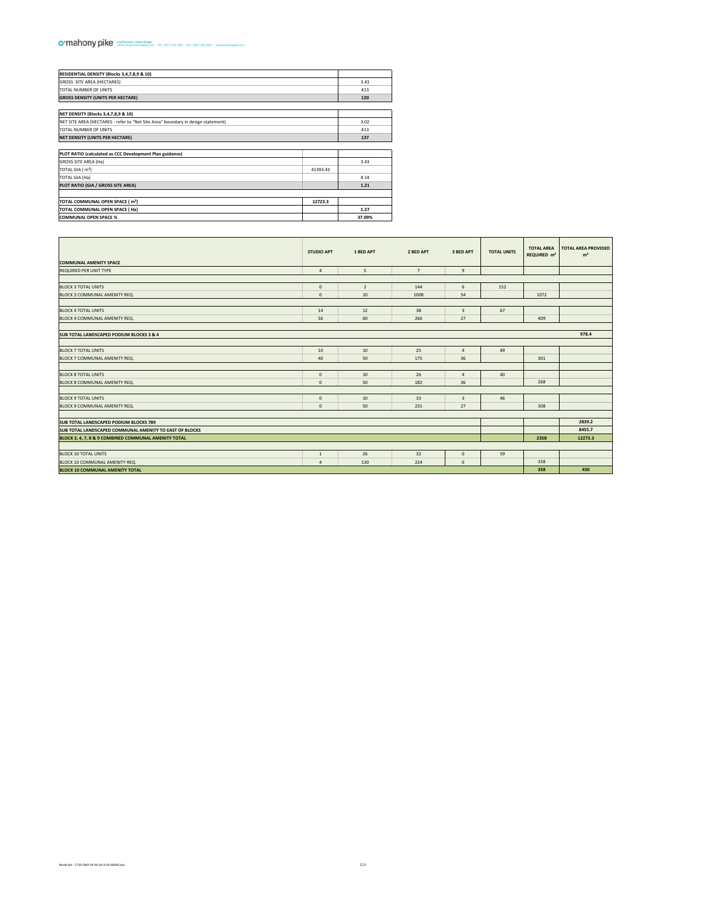| RESIDENTIAL DENSITY (Blocks 3,4,7,8,9 & 10) | | |
|---|---|---|
| GROSS SITE AREA (HECTARES) | | 3.43 |
| TOTAL NUMBER OF UNITS | | 413 |
| **GROSS DENSITY (UNITS PER HECTARE)** | | **120** |
| | | |
| **NET DENSITY (Blocks 3,4,7,8,9 & 10)** | | |
| NET SITE AREA (HECTARES - refer to "Net Site Area" boundary in design statement) | | 3.02 |
| TOTAL NUMBER OF UNITS | | 413 |
| **NET DENSITY (UNITS PER HECTARE)** | | **137** |
| | | |
| **PLOT RATIO (calculated as CCC Development Plan guidance)** | | |
| GROSS SITE AREA (Ha) | | 3.43 |
| TOTAL GIA ( m²) | 41393.43 | |
| TOTAL GIA (Ha) | | 4.14 |
| **PLOT RATIO (GIA / GROSS SITE AREA)** | | **1.21** |
| | | |
| **TOTAL COMMUNAL OPEN SPACE ( m²)** | **12723.3** | |
| **TOTAL COMMUNAL OPEN SPACE ( Ha)** | | **1.27** |
| **COMMUNAL OPEN SPACE %** | | **37.09%** |

| COMMUNAL AMENITY SPACE | STUDIO APT | 1 BED APT | 2 BED APT | 3 BED APT | TOTAL UNITS | TOTAL AREA REQUIRED m² | TOTAL AREA PROVIDED m² |
|---|---|---|---|---|---|---|---|
| REQUIRED PER UNIT TYPE | 4 | 5 | 7 | 9 | | | |
| | | | | | | | |
| BLOCK 3 TOTAL UNITS | 0 | 2 | 144 | 6 | 152 | | |
| BLOCK 3 COMMUNAL AMENITY REQ. | 0 | 10 | 1008 | 54 | | 1072 | |
| | | | | | | | |
| BLOCK 4 TOTAL UNITS | 14 | 12 | 38 | 3 | 67 | | |
| BLOCK 4 COMMUNAL AMENITY REQ. | 56 | 60 | 266 | 27 | | 409 | |
| | | | | | | | |
| **SUB TOTAL LANDSCAPED PODIUM BLOCKS 3 & 4** | | | | | | | **978.4** |
| | | | | | | | |
| BLOCK 7 TOTAL UNITS | 10 | 10 | 25 | 4 | 49 | | |
| BLOCK 7 COMMUNAL AMENITY REQ. | 40 | 50 | 175 | 36 | | 301 | |
| | | | | | | | |
| BLOCK 8 TOTAL UNITS | 0 | 10 | 26 | 4 | 40 | | |
| BLOCK 8 COMMUNAL AMENITY REQ. | 0 | 50 | 182 | 36 | | 268 | |
| | | | | | | | |
| BLOCK 9 TOTAL UNITS | 0 | 10 | 33 | 3 | 46 | | |
| BLOCK 9 COMMUNAL AMENITY REQ. | 0 | 50 | 231 | 27 | | 308 | |
| | | | | | | | |
| **SUB TOTAL LANDSCAPED PODIUM BLOCKS 789** | | | | | | | **2839.2** |
| **SUB TOTAL LANDSCAPED COMMUNAL AMENITY TO EAST OF BLOCKS** | | | | | | | **8455.7** |
| **BLOCK 3, 4, 7, 8 & 9 COMBINED COMMUNAL AMENITY TOTAL** | | | | | | **2358** | **12273.3** |
| | | | | | | | |
| BLOCK 10 TOTAL UNITS | 1 | 26 | 32 | 0 | 59 | | |
| BLOCK 10 COMMUNAL AMENITY REQ. | 4 | 130 | 224 | 0 | | 358 | |
| **BLOCK 10 COMMUNAL AMENITY TOTAL** | | | | | | **358** | **450** |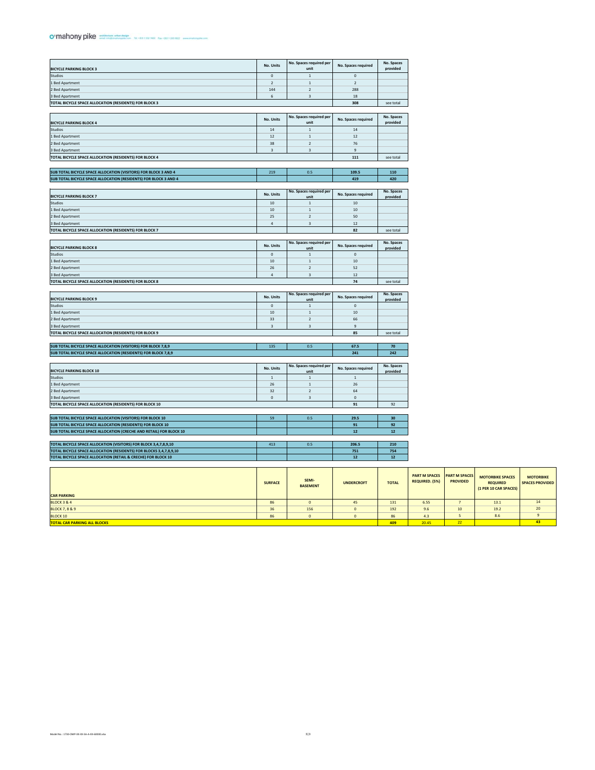| BICYCLE PARKING BLOCK 3 | No. Units | No. Spaces required per unit | No. Spaces required | No. Spaces provided |
|---|---|---|---|---|
| Studios | 0 | 1 | 0 | |
| 1 Bed Apartment | 2 | 1 | 2 | |
| 2 Bed Apartment | 144 | 2 | 288 | |
| 3 Bed Apartment | 6 | 3 | 18 | |
| TOTAL BICYCLE SPACE ALLOCATION (RESIDENTS) FOR BLOCK 3 | | | 308 | see total |

| BICYCLE PARKING BLOCK 4 | No. Units | No. Spaces required per unit | No. Spaces required | No. Spaces provided |
|---|---|---|---|---|
| Studios | 14 | 1 | 14 | |
| 1 Bed Apartment | 12 | 1 | 12 | |
| 2 Bed Apartment | 38 | 2 | 76 | |
| 3 Bed Apartment | 3 | 3 | 9 | |
| TOTAL BICYCLE SPACE ALLOCATION (RESIDENTS) FOR BLOCK 4 | | | 111 | see total |

| | | | | |
|---|---|---|---|---|
| SUB TOTAL BICYCLE SPACE ALLOCATION (VISITORS) FOR BLOCK 3 AND 4 | 219 | 0.5 | 109.5 | 110 |
| SUB TOTAL BICYCLE SPACE ALLOCATION (RESIDENTS) FOR BLOCK 3 AND 4 | | | 419 | 420 |

| BICYCLE PARKING BLOCK 7 | No. Units | No. Spaces required per unit | No. Spaces required | No. Spaces provided |
|---|---|---|---|---|
| Studios | 10 | 1 | 10 | |
| 1 Bed Apartment | 10 | 1 | 10 | |
| 2 Bed Apartment | 25 | 2 | 50 | |
| 3 Bed Apartment | 4 | 3 | 12 | |
| TOTAL BICYCLE SPACE ALLOCATION (RESIDENTS) FOR BLOCK 7 | | | 82 | see total |

| BICYCLE PARKING BLOCK 8 | No. Units | No. Spaces required per unit | No. Spaces required | No. Spaces provided |
|---|---|---|---|---|
| Studios | 0 | 1 | 0 | |
| 1 Bed Apartment | 10 | 1 | 10 | |
| 2 Bed Apartment | 26 | 2 | 52 | |
| 3 Bed Apartment | 4 | 3 | 12 | |
| TOTAL BICYCLE SPACE ALLOCATION (RESIDENTS) FOR BLOCK 8 | | | 74 | see total |

| BICYCLE PARKING BLOCK 9 | No. Units | No. Spaces required per unit | No. Spaces required | No. Spaces provided |
|---|---|---|---|---|
| Studios | 0 | 1 | 0 | |
| 1 Bed Apartment | 10 | 1 | 10 | |
| 2 Bed Apartment | 33 | 2 | 66 | |
| 3 Bed Apartment | 3 | 3 | 9 | |
| TOTAL BICYCLE SPACE ALLOCATION (RESIDENTS) FOR BLOCK 9 | | | 85 | see total |

| | | | | |
|---|---|---|---|---|
| SUB TOTAL BICYCLE SPACE ALLOCATION (VISITORS) FOR BLOCK 7,8,9 | 135 | 0.5 | 67.5 | 70 |
| SUB TOTAL BICYCLE SPACE ALLOCATION (RESIDENTS) FOR BLOCK 7,8,9 | | | 241 | 242 |

| BICYCLE PARKING BLOCK 10 | No. Units | No. Spaces required per unit | No. Spaces required | No. Spaces provided |
|---|---|---|---|---|
| Studios | 1 | 1 | 1 | |
| 1 Bed Apartment | 26 | 1 | 26 | |
| 2 Bed Apartment | 32 | 2 | 64 | |
| 3 Bed Apartment | 0 | 3 | 0 | |
| TOTAL BICYCLE SPACE ALLOCATION (RESIDENTS) FOR BLOCK 10 | | | 91 | 92 |

| | | | | |
|---|---|---|---|---|
| SUB TOTAL BICYCLE SPACE ALLOCATION (VISITORS) FOR BLOCK 10 | 59 | 0.5 | 29.5 | 30 |
| SUB TOTAL BICYCLE SPACE ALLOCATION (RESIDENTS) FOR BLOCK 10 | | | 91 | 92 |
| SUB TOTAL BICYCLE SPACE ALLOCATION (CRECHE AND RETAIL) FOR BLOCK 10 | | | 12 | 12 |

| | | | | |
|---|---|---|---|---|
| TOTAL BICYCLE SPACE ALLOCATION (VISITORS) FOR BLOCK 3,4,7,8,9,10 | 413 | 0.5 | 206.5 | 210 |
| TOTAL BICYCLE SPACE ALLOCATION (RESIDENTS) FOR BLOCKS 3,4,7,8,9,10 | | | 751 | 754 |
| TOTAL BICYCLE SPACE ALLOCATION (RETAIL & CRECHE) FOR BLOCK 10 | | | 12 | 12 |

| CAR PARKING | SURFACE | SEMI-BASEMENT | UNDERCROFT | TOTAL | PART M SPACES REQUIRED. (5%) | PART M SPACES PROVIDED | MOTORBIKE SPACES REQUIRED (1 PER 10 CAR SPACES) | MOTORBIKE SPACES PROVIDED |
|---|---|---|---|---|---|---|---|---|
| BLOCK 3 & 4 | 86 | 0 | 45 | 131 | 6.55 | 7 | 13.1 | 14 |
| BLOCK 7, 8 & 9 | 36 | 156 | 0 | 192 | 9.6 | 10 | 19.2 | 20 |
| BLOCK 10 | 86 | 0 | 0 | 86 | 4.3 | 5 | 8.6 | 9 |
| TOTAL CAR PARKING ALL BLOCKS | | | | 409 | 20.45 | 22 | | 43 |